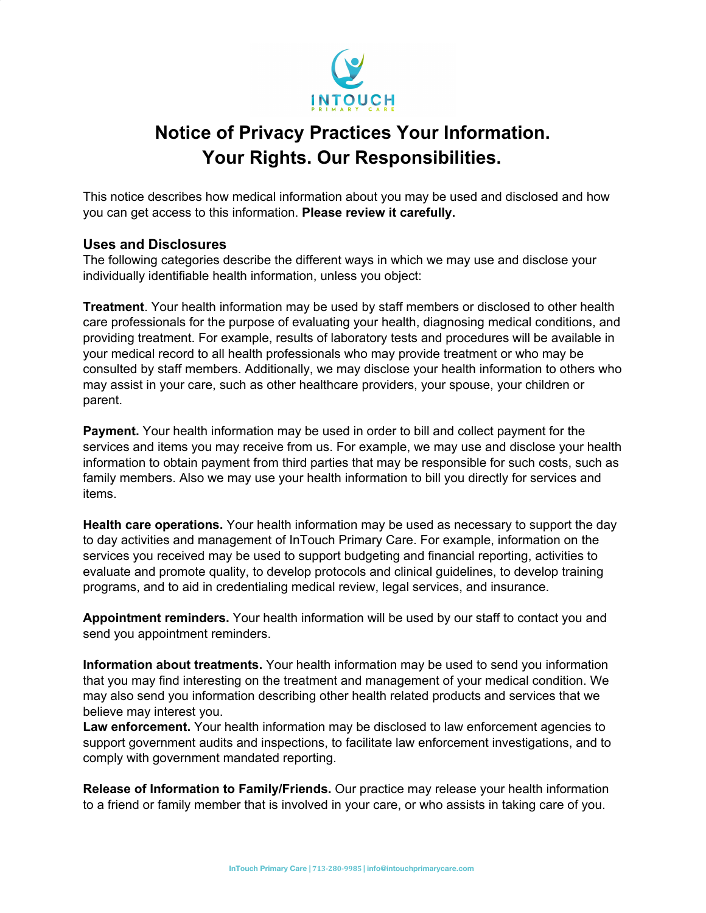# Notice of Privacy Practices Your Information. Your Rights. Our Responsibilities.

This notice describes how medical information about you may be used and disclosed and how you can get access to this information. **Please review it carefully.**

## Uses and Disclosures

The following categories describe the different ways in which we may use and disclose your individually identifiable health information, unless you object:

**Treatment**. Your health information may be used by staff members or disclosed to other health care professionals for the purpose of evaluating your health, diagnosing medical conditions, and providing treatment. For example, results of laboratory tests and procedures will be available in your medical record to all health professionals who may provide treatment or who may be consulted by staff members. Additionally, we may disclose your health information to others who may assist in your care, such as other healthcare providers, your spouse, your children or parent.

**Payment.** Your health information may be used in order to bill and collect payment for the services and items you may receive from us. For example, we may use and disclose your health information to obtain payment from third parties that may be responsible for such costs, such as family members. Also we may use your health information to bill you directly for services and items.

**Health care operations.** Your health information may be used as necessary to support the day to day activities and management of InTouch Primary Care. For example, information on the services you received may be used to support budgeting and financial reporting, activities to evaluate and promote quality, to develop protocols and clinical guidelines, to develop training programs, and to aid in credentialing medical review, legal services, and insurance.

**Appointment reminders.** Your health information will be used by our staff to contact you and send you appointment reminders.

**Information about treatments.** Your health information may be used to send you information that you may find interesting on the treatment and management of your medical condition. We may also send you information describing other health related products and services that we believe may interest you.

**Law enforcement.** Your health information may be disclosed to law enforcement agencies to support government audits and inspections, to facilitate law enforcement investigations, and to comply with government mandated reporting.

**Release of Information to Family/Friends.** Our practice may release your health information to a friend or family member that is involved in your care, or who assists in taking care of you.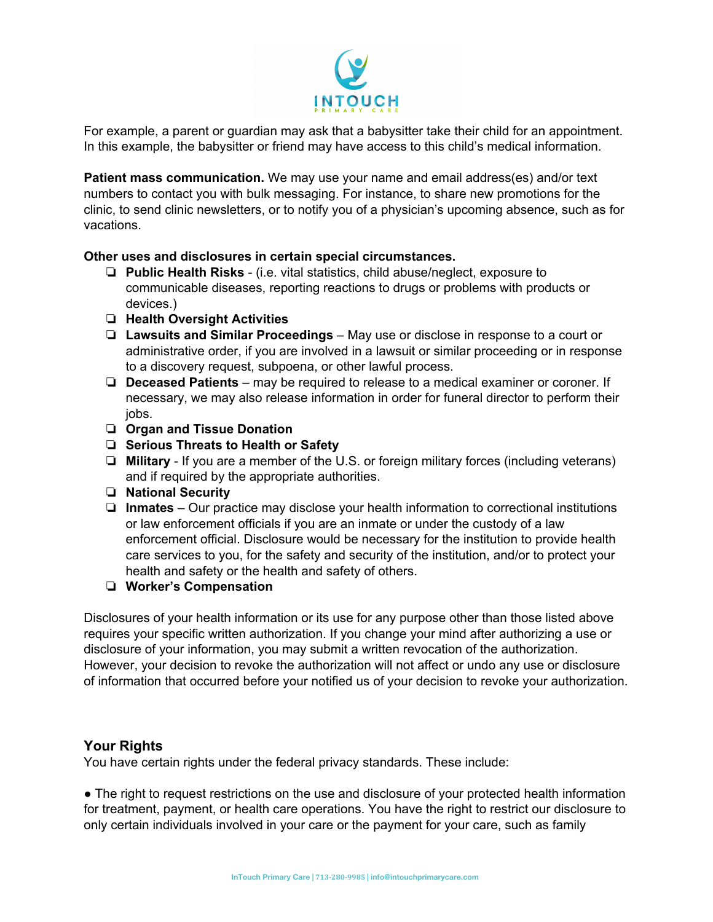For example, a parent or guardian may ask that a babysitter take their child for an appointment. In this example, the babysitter or friend may have access to this child's medical information.

**Patient mass communication.** We may use your name and email address(es) and/or text numbers to contact you with bulk messaging. For instance, to share new promotions for the clinic, to send clinic newsletters, or to notify you of a physician's upcoming absence, such as for vacations.

**Other uses and disclosures in certain special circumstances.**

- **Public Health Risks** - (i.e. vital statistics, child abuse/neglect, exposure to communicable diseases, reporting reactions to drugs or problems with products or devices.)
- **Health Oversight Activities**
- **Lawsuits and Similar Proceedings** – May use or disclose in response to a court or administrative order, if you are involved in a lawsuit or similar proceeding or in response to a discovery request, subpoena, or other lawful process.
- **Deceased Patients** – may be required to release to a medical examiner or coroner. If necessary, we may also release information in order for funeral director to perform their jobs.
- **Organ and Tissue Donation**
- **Serious Threats to Health or Safety**
- **Military** - If you are a member of the U.S. or foreign military forces (including veterans) and if required by the appropriate authorities.
- **National Security**
- **Inmates** – Our practice may disclose your health information to correctional institutions or law enforcement officials if you are an inmate or under the custody of a law enforcement official. Disclosure would be necessary for the institution to provide health care services to you, for the safety and security of the institution, and/or to protect your health and safety or the health and safety of others.
- **Worker's Compensation**

Disclosures of your health information or its use for any purpose other than those listed above requires your specific written authorization. If you change your mind after authorizing a use or disclosure of your information, you may submit a written revocation of the authorization. However, your decision to revoke the authorization will not affect or undo any use or disclosure of information that occurred before your notified us of your decision to revoke your authorization.

## Your Rights

You have certain rights under the federal privacy standards. These include:

- The right to request restrictions on the use and disclosure of your protected health information for treatment, payment, or health care operations. You have the right to restrict our disclosure to only certain individuals involved in your care or the payment for your care, such as family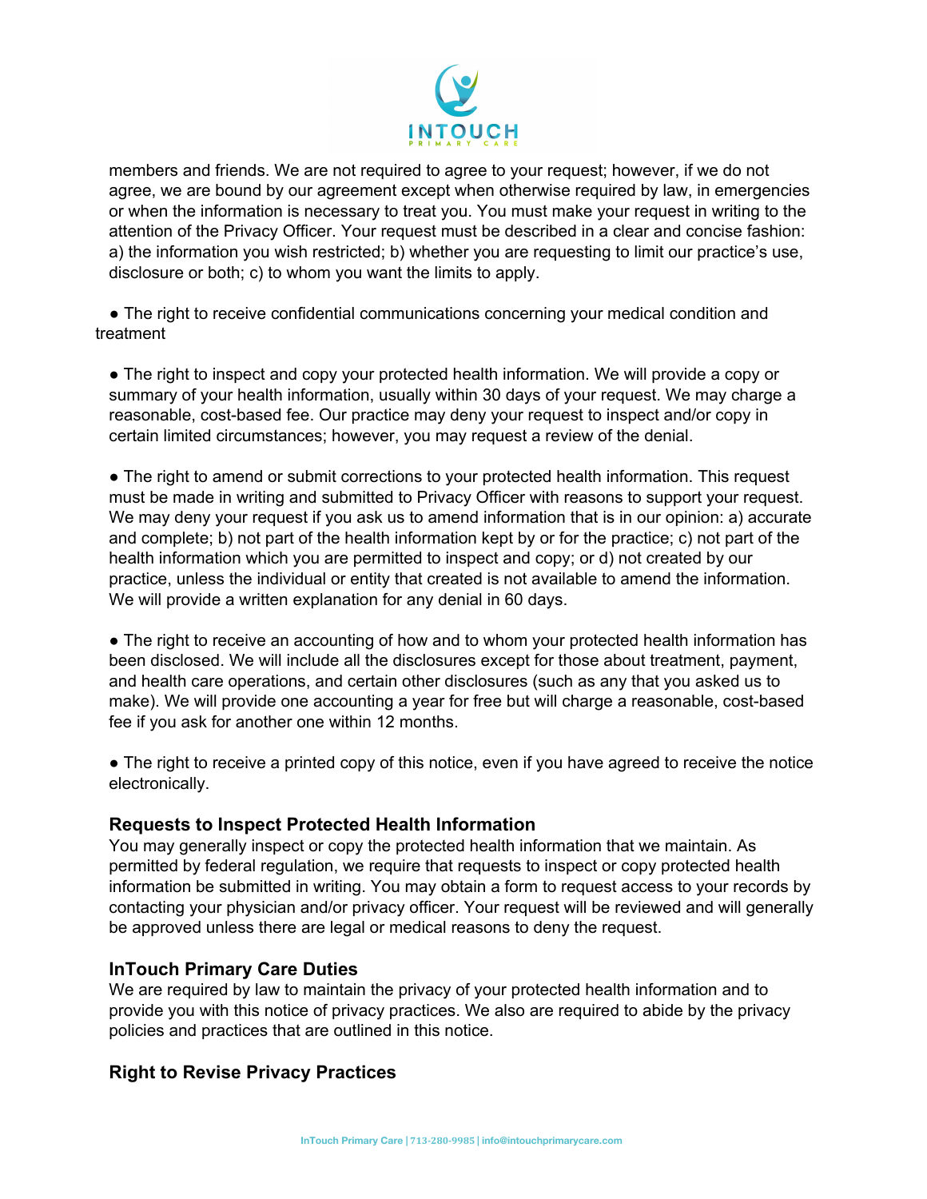members and friends. We are not required to agree to your request; however, if we do not agree, we are bound by our agreement except when otherwise required by law, in emergencies or when the information is necessary to treat you. You must make your request in writing to the attention of the Privacy Officer. Your request must be described in a clear and concise fashion: a) the information you wish restricted; b) whether you are requesting to limit our practice's use, disclosure or both; c) to whom you want the limits to apply.

- The right to receive confidential communications concerning your medical condition and treatment

- The right to inspect and copy your protected health information. We will provide a copy or summary of your health information, usually within 30 days of your request. We may charge a reasonable, cost-based fee. Our practice may deny your request to inspect and/or copy in certain limited circumstances; however, you may request a review of the denial.

- The right to amend or submit corrections to your protected health information. This request must be made in writing and submitted to Privacy Officer with reasons to support your request. We may deny your request if you ask us to amend information that is in our opinion: a) accurate and complete; b) not part of the health information kept by or for the practice; c) not part of the health information which you are permitted to inspect and copy; or d) not created by our practice, unless the individual or entity that created is not available to amend the information. We will provide a written explanation for any denial in 60 days.

- The right to receive an accounting of how and to whom your protected health information has been disclosed. We will include all the disclosures except for those about treatment, payment, and health care operations, and certain other disclosures (such as any that you asked us to make). We will provide one accounting a year for free but will charge a reasonable, cost-based fee if you ask for another one within 12 months.

- The right to receive a printed copy of this notice, even if you have agreed to receive the notice electronically.

### Requests to Inspect Protected Health Information

You may generally inspect or copy the protected health information that we maintain. As permitted by federal regulation, we require that requests to inspect or copy protected health information be submitted in writing. You may obtain a form to request access to your records by contacting your physician and/or privacy officer. Your request will be reviewed and will generally be approved unless there are legal or medical reasons to deny the request.

### InTouch Primary Care Duties

We are required by law to maintain the privacy of your protected health information and to provide you with this notice of privacy practices. We also are required to abide by the privacy policies and practices that are outlined in this notice.

### Right to Revise Privacy Practices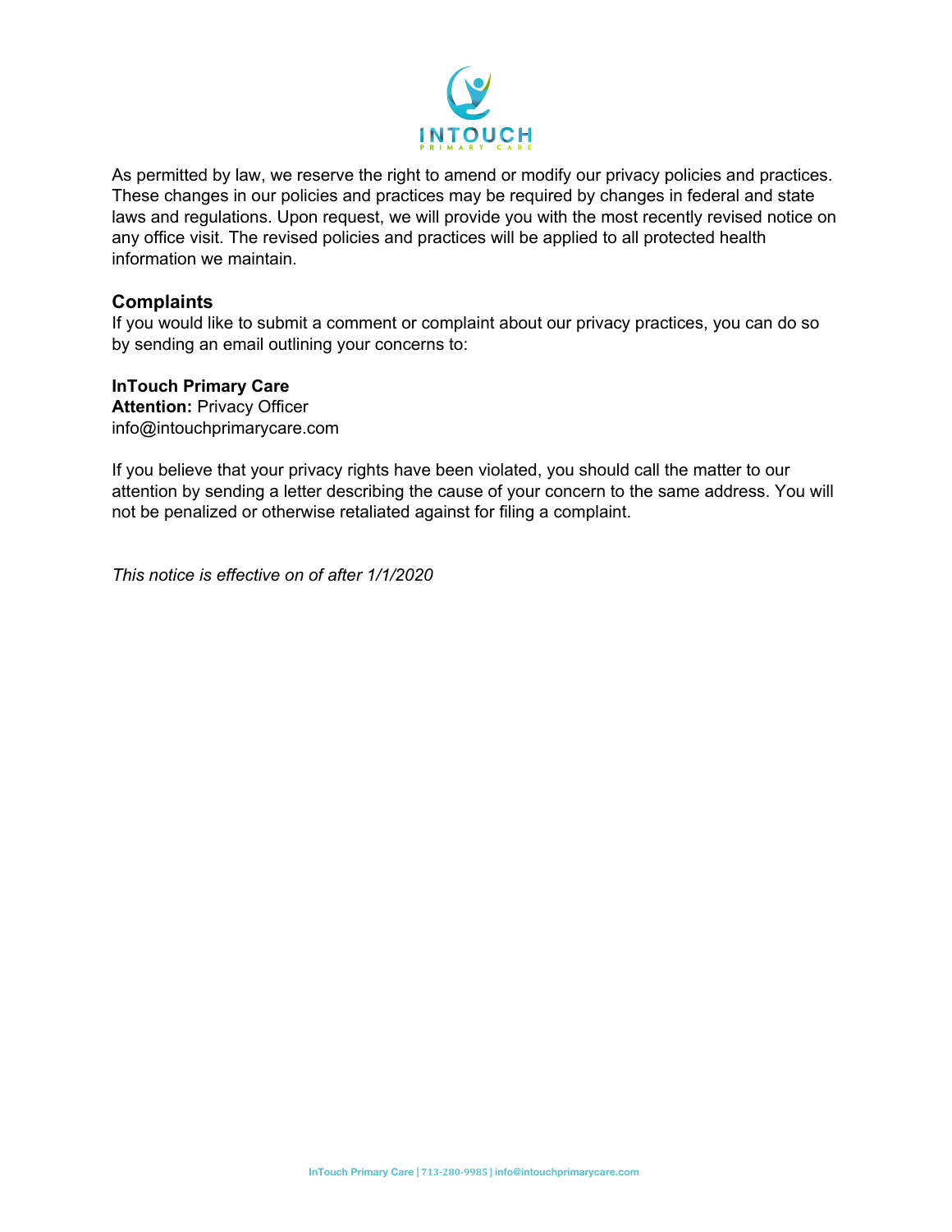As permitted by law, we reserve the right to amend or modify our privacy policies and practices. These changes in our policies and practices may be required by changes in federal and state laws and regulations. Upon request, we will provide you with the most recently revised notice on any office visit. The revised policies and practices will be applied to all protected health information we maintain.

## Complaints

If you would like to submit a comment or complaint about our privacy practices, you can do so by sending an email outlining your concerns to:

**InTouch Primary Care**
**Attention:** Privacy Officer
info@intouchprimarycare.com

If you believe that your privacy rights have been violated, you should call the matter to our attention by sending a letter describing the cause of your concern to the same address. You will not be penalized or otherwise retaliated against for filing a complaint.

*This notice is effective on of after 1/1/2020*